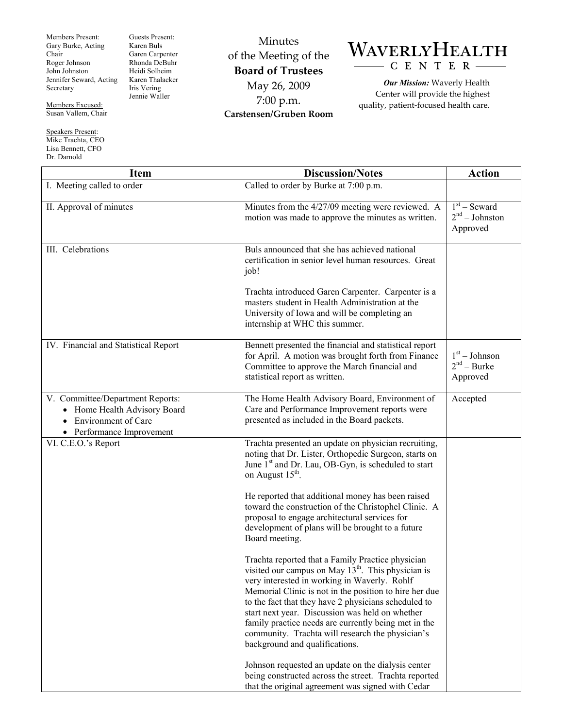Members Present:
Gary Burke, Acting Chair
Roger Johnson
John Johnston
Jennifer Seward, Acting Secretary

Members Excused:
Susan Vallem, Chair

Speakers Present:
Mike Trachta, CEO
Lisa Bennett, CFO
Dr. Darnold

Guests Present:
Karen Buls
Garen Carpenter
Rhonda DeBuhr
Heidi Solheim
Karen Thalacker
Iris Vering
Jennie Waller

# Minutes of the Meeting of the **Board of Trustees**

May 26, 2009
7:00 p.m.
**Carstensen/Gruben Room**

**WAVERLY HEALTH CENTER**

***Our Mission:*** Waverly Health Center will provide the highest quality, patient-focused health care.

| Item | Discussion/Notes | Action |
|---|---|---|
| I. Meeting called to order | Called to order by Burke at 7:00 p.m. | |
| II. Approval of minutes | Minutes from the 4/27/09 meeting were reviewed. A motion was made to approve the minutes as written. | 1st – Seward<br>2nd – Johnston<br>Approved |
| III. Celebrations | Buls announced that she has achieved national certification in senior level human resources. Great job!<br><br>Trachta introduced Garen Carpenter. Carpenter is a masters student in Health Administration at the University of Iowa and will be completing an internship at WHC this summer. | |
| IV. Financial and Statistical Report | Bennett presented the financial and statistical report for April. A motion was brought forth from Finance Committee to approve the March financial and statistical report as written. | 1st – Johnson<br>2nd – Burke<br>Approved |
| V. Committee/Department Reports:<br>• Home Health Advisory Board<br>• Environment of Care<br>• Performance Improvement | The Home Health Advisory Board, Environment of Care and Performance Improvement reports were presented as included in the Board packets. | Accepted |
| VI. C.E.O.'s Report | Trachta presented an update on physician recruiting, noting that Dr. Lister, Orthopedic Surgeon, starts on June 1st and Dr. Lau, OB-Gyn, is scheduled to start on August 15th.<br><br>He reported that additional money has been raised toward the construction of the Christophel Clinic. A proposal to engage architectural services for development of plans will be brought to a future Board meeting.<br><br>Trachta reported that a Family Practice physician visited our campus on May 13th. This physician is very interested in working in Waverly. Rohlf Memorial Clinic is not in the position to hire her due to the fact that they have 2 physicians scheduled to start next year. Discussion was held on whether family practice needs are currently being met in the community. Trachta will research the physician's background and qualifications.<br><br>Johnson requested an update on the dialysis center being constructed across the street. Trachta reported that the original agreement was signed with Cedar | |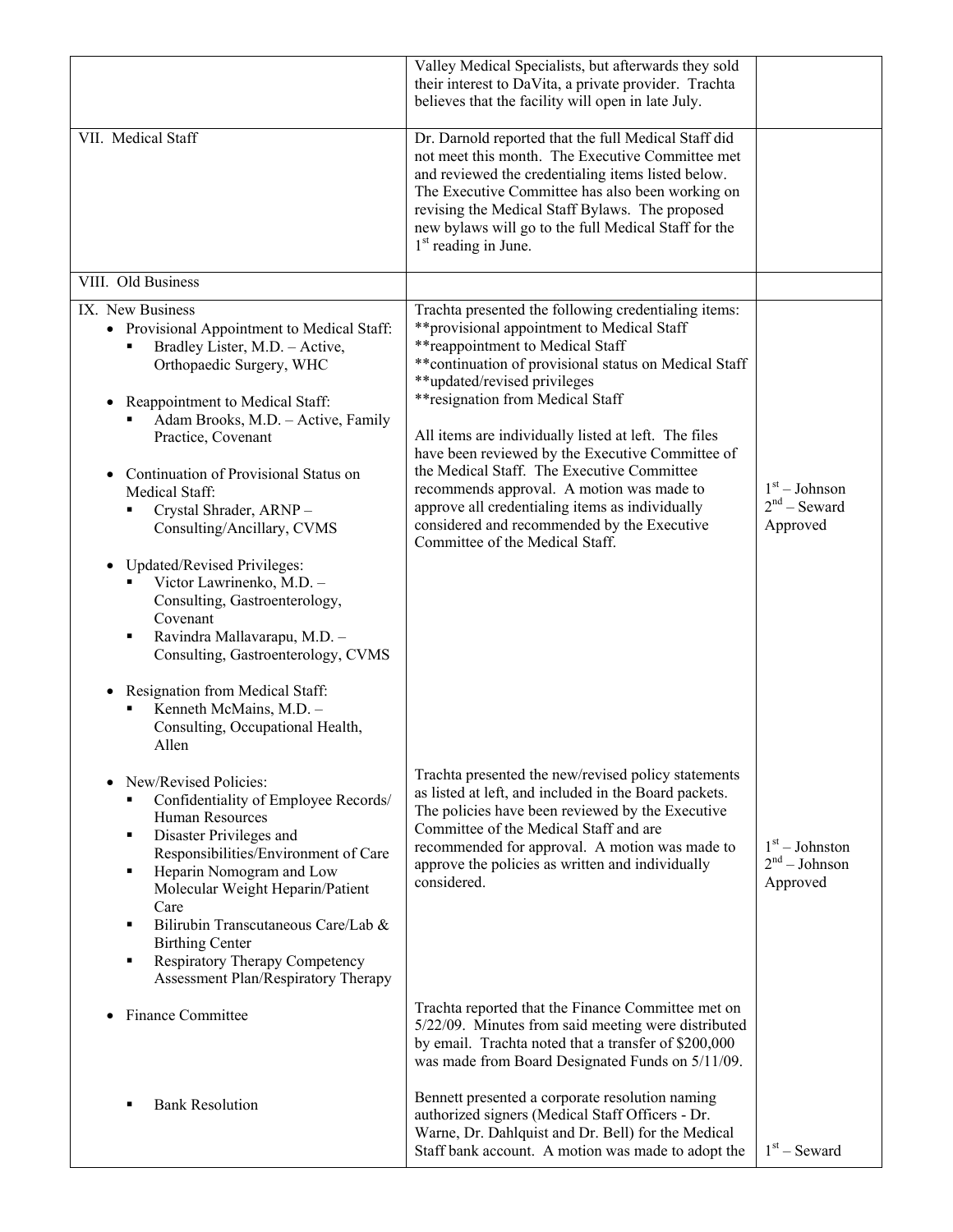| | | |
|---|---|---|
| | Valley Medical Specialists, but afterwards they sold their interest to DaVita, a private provider. Trachta believes that the facility will open in late July. | |
| VII. Medical Staff | Dr. Darnold reported that the full Medical Staff did not meet this month. The Executive Committee met and reviewed the credentialing items listed below. The Executive Committee has also been working on revising the Medical Staff Bylaws. The proposed new bylaws will go to the full Medical Staff for the 1st reading in June. | |
| VIII. Old Business | | |
| IX. New Business<br>• Provisional Appointment to Medical Staff:<br>▪ Bradley Lister, M.D. – Active, Orthopaedic Surgery, WHC<br><br>• Reappointment to Medical Staff:<br>▪ Adam Brooks, M.D. – Active, Family Practice, Covenant<br><br>• Continuation of Provisional Status on Medical Staff:<br>▪ Crystal Shrader, ARNP – Consulting/Ancillary, CVMS<br><br>• Updated/Revised Privileges:<br>▪ Victor Lawrinenko, M.D. – Consulting, Gastroenterology, Covenant<br>▪ Ravindra Mallavarapu, M.D. – Consulting, Gastroenterology, CVMS<br><br>• Resignation from Medical Staff:<br>▪ Kenneth McMains, M.D. – Consulting, Occupational Health, Allen | Trachta presented the following credentialing items:<br>**provisional appointment to Medical Staff<br>**reappointment to Medical Staff<br>**continuation of provisional status on Medical Staff<br>**updated/revised privileges<br>**resignation from Medical Staff<br><br>All items are individually listed at left. The files have been reviewed by the Executive Committee of the Medical Staff. The Executive Committee recommends approval. A motion was made to approve all credentialing items as individually considered and recommended by the Executive Committee of the Medical Staff. | 1st – Johnson<br>2nd – Seward<br>Approved |
| • New/Revised Policies:<br>▪ Confidentiality of Employee Records/ Human Resources<br>▪ Disaster Privileges and Responsibilities/Environment of Care<br>▪ Heparin Nomogram and Low Molecular Weight Heparin/Patient Care<br>▪ Bilirubin Transcutaneous Care/Lab & Birthing Center<br>▪ Respiratory Therapy Competency Assessment Plan/Respiratory Therapy | Trachta presented the new/revised policy statements as listed at left, and included in the Board packets. The policies have been reviewed by the Executive Committee of the Medical Staff and are recommended for approval. A motion was made to approve the policies as written and individually considered. | 1st – Johnston<br>2nd – Johnson<br>Approved |
| • Finance Committee | Trachta reported that the Finance Committee met on 5/22/09. Minutes from said meeting were distributed by email. Trachta noted that a transfer of $200,000 was made from Board Designated Funds on 5/11/09. | |
| ▪ Bank Resolution | Bennett presented a corporate resolution naming authorized signers (Medical Staff Officers - Dr. Warne, Dr. Dahlquist and Dr. Bell) for the Medical Staff bank account. A motion was made to adopt the | 1st – Seward |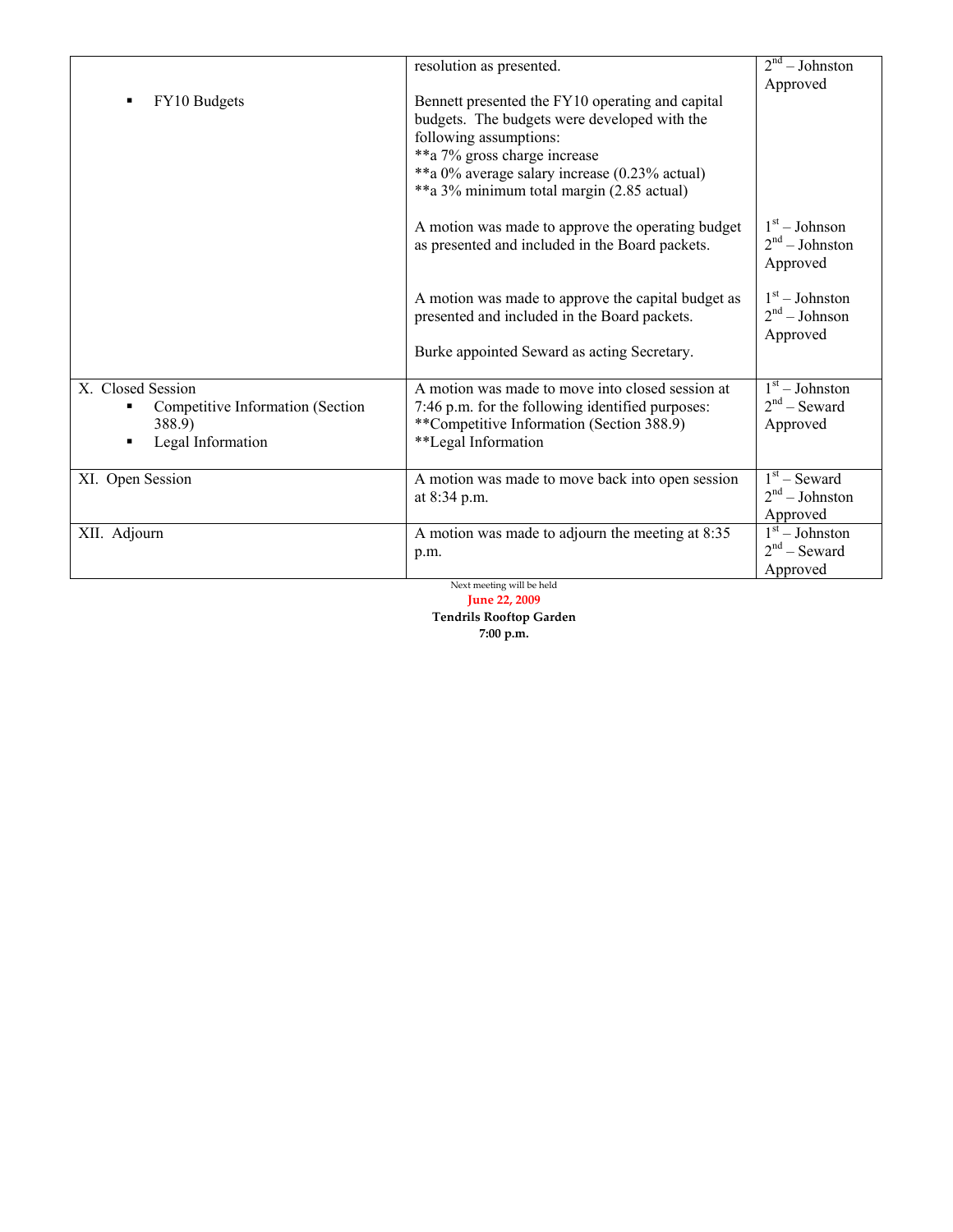| | | |
|---|---|---|
| | resolution as presented. | 2nd – Johnston<br>Approved |
| ▪ FY10 Budgets | Bennett presented the FY10 operating and capital budgets. The budgets were developed with the following assumptions:<br>**a 7% gross charge increase<br>**a 0% average salary increase (0.23% actual)<br>**a 3% minimum total margin (2.85 actual)<br><br>A motion was made to approve the operating budget as presented and included in the Board packets.<br><br>A motion was made to approve the capital budget as presented and included in the Board packets.<br><br>Burke appointed Seward as acting Secretary. | <br><br><br><br><br><br>1st – Johnson<br>2nd – Johnston<br>Approved<br><br>1st – Johnston<br>2nd – Johnson<br>Approved |
| X. Closed Session<br>▪ Competitive Information (Section 388.9)<br>▪ Legal Information | A motion was made to move into closed session at 7:46 p.m. for the following identified purposes:<br>**Competitive Information (Section 388.9)<br>**Legal Information | 1st – Johnston<br>2nd – Seward<br>Approved |
| XI. Open Session | A motion was made to move back into open session at 8:34 p.m. | 1st – Seward<br>2nd – Johnston<br>Approved |
| XII. Adjourn | A motion was made to adjourn the meeting at 8:35 p.m. | 1st – Johnston<br>2nd – Seward<br>Approved |

Next meeting will be held

**June 22, 2009**

**Tendrils Rooftop Garden**

**7:00 p.m.**